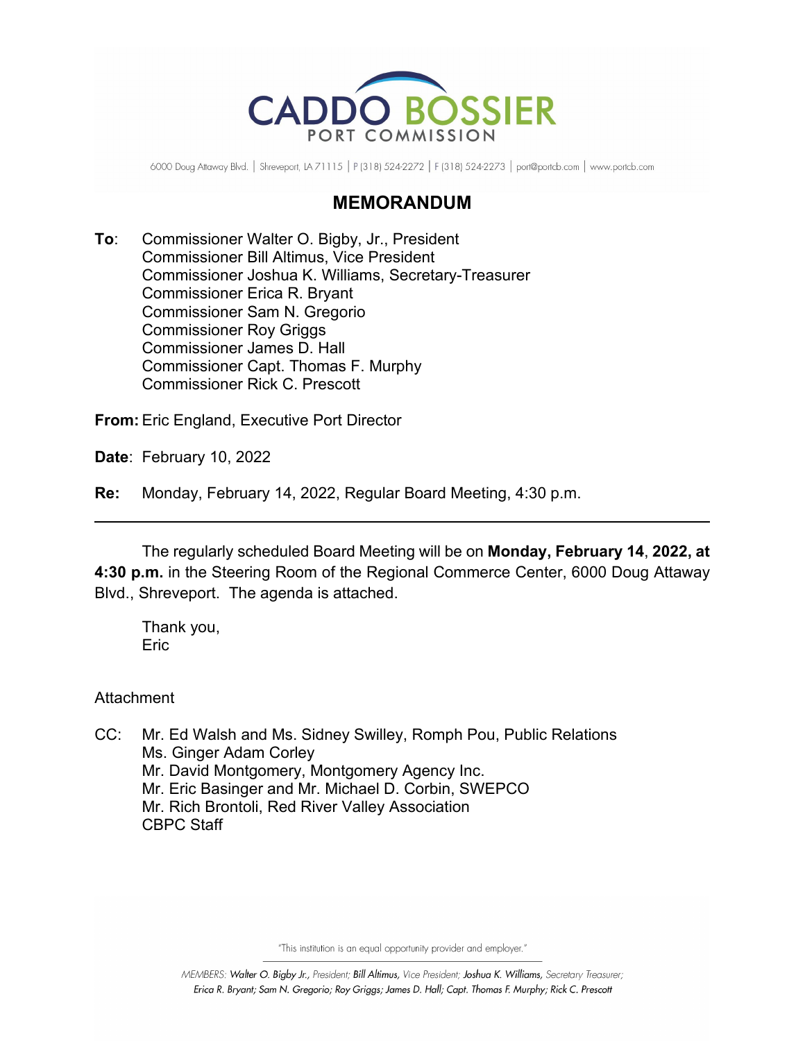# CADDO BOSSIER PORT COMMISSION

6000 Doug Attaway Blvd. | Shreveport, LA 71115 | P (318) 524-2272 | F (318) 524-2273 | port@portcb.com | www.portcb.com

## MEMORANDUM

**To**: Commissioner Walter O. Bigby, Jr., President
Commissioner Bill Altimus, Vice President
Commissioner Joshua K. Williams, Secretary-Treasurer
Commissioner Erica R. Bryant
Commissioner Sam N. Gregorio
Commissioner Roy Griggs
Commissioner James D. Hall
Commissioner Capt. Thomas F. Murphy
Commissioner Rick C. Prescott

**From:** Eric England, Executive Port Director

**Date**: February 10, 2022

**Re:** Monday, February 14, 2022, Regular Board Meeting, 4:30 p.m.

---

The regularly scheduled Board Meeting will be on **Monday, February 14**, **2022, at 4:30 p.m.** in the Steering Room of the Regional Commerce Center, 6000 Doug Attaway Blvd., Shreveport. The agenda is attached.

Thank you,
Eric

Attachment

CC: Mr. Ed Walsh and Ms. Sidney Swilley, Romph Pou, Public Relations
Ms. Ginger Adam Corley
Mr. David Montgomery, Montgomery Agency Inc.
Mr. Eric Basinger and Mr. Michael D. Corbin, SWEPCO
Mr. Rich Brontoli, Red River Valley Association
CBPC Staff

"This institution is an equal opportunity provider and employer."

*MEMBERS: **Walter O. Bigby Jr.**, President; **Bill Altimus**, Vice President; **Joshua K. Williams**, Secretary Treasurer; **Erica R. Bryant; Sam N. Gregorio; Roy Griggs; James D. Hall; Capt. Thomas F. Murphy; Rick C. Prescott***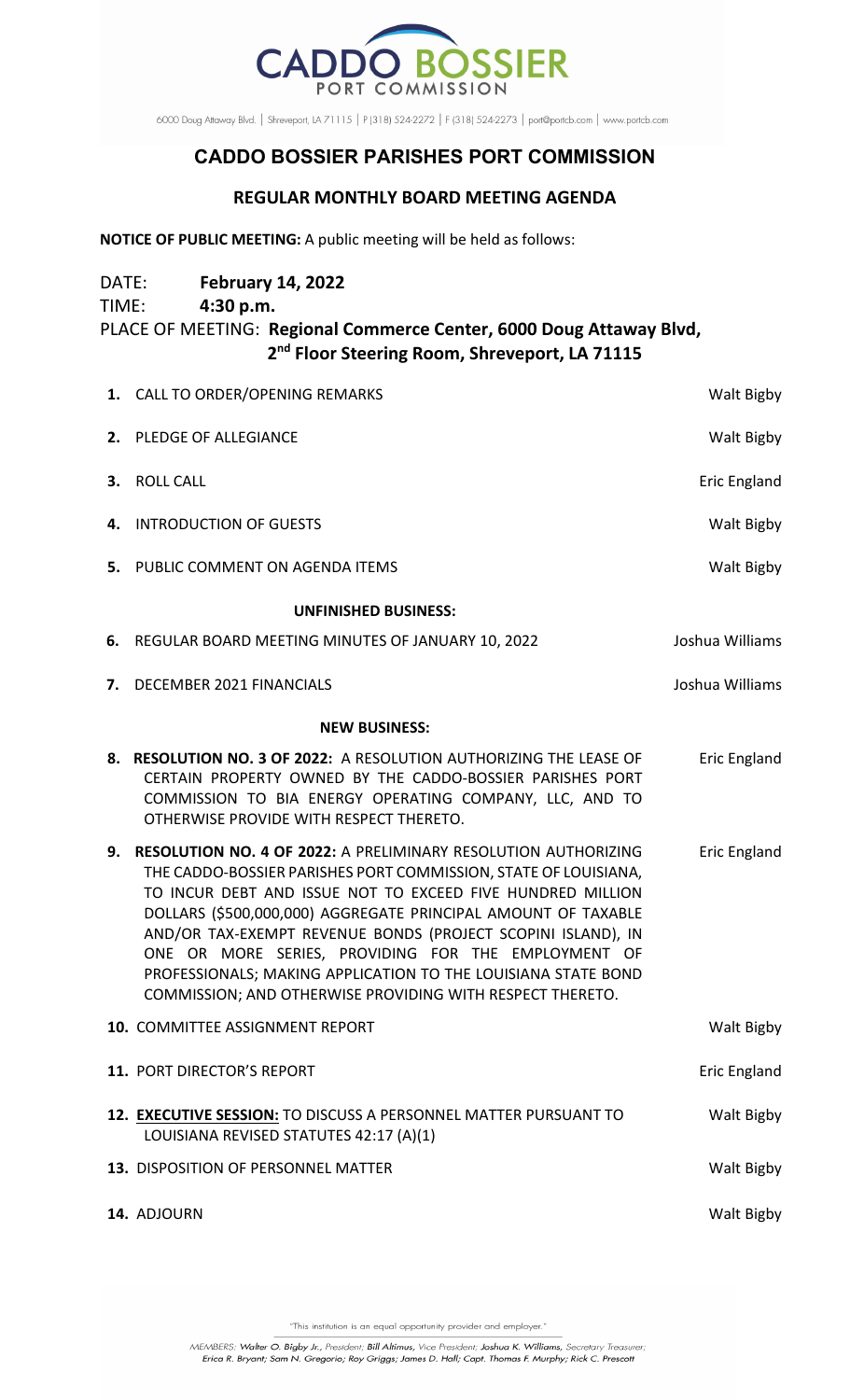CADDO BOSSIER
PORT COMMISSION

6000 Doug Attaway Blvd. | Shreveport, LA 71115 | P (318) 524-2272 | F (318) 524-2273 | port@portcb.com | www.portcb.com

# CADDO BOSSIER PARISHES PORT COMMISSION

## REGULAR MONTHLY BOARD MEETING AGENDA

**NOTICE OF PUBLIC MEETING:** A public meeting will be held as follows:

DATE: **February 14, 2022**
TIME: **4:30 p.m.**
PLACE OF MEETING: **Regional Commerce Center, 6000 Doug Attaway Blvd, 2nd Floor Steering Room, Shreveport, LA 71115**

| | | |
|---|---|---|
| **1.** | CALL TO ORDER/OPENING REMARKS | Walt Bigby |
| **2.** | PLEDGE OF ALLEGIANCE | Walt Bigby |
| **3.** | ROLL CALL | Eric England |
| **4.** | INTRODUCTION OF GUESTS | Walt Bigby |
| **5.** | PUBLIC COMMENT ON AGENDA ITEMS | Walt Bigby |

**UNFINISHED BUSINESS:**

| | | |
|---|---|---|
| **6.** | REGULAR BOARD MEETING MINUTES OF JANUARY 10, 2022 | Joshua Williams |
| **7.** | DECEMBER 2021 FINANCIALS | Joshua Williams |

**NEW BUSINESS:**

| | | |
|---|---|---|
| **8.** | **RESOLUTION NO. 3 OF 2022:** A RESOLUTION AUTHORIZING THE LEASE OF CERTAIN PROPERTY OWNED BY THE CADDO-BOSSIER PARISHES PORT COMMISSION TO BIA ENERGY OPERATING COMPANY, LLC, AND TO OTHERWISE PROVIDE WITH RESPECT THERETO. | Eric England |
| **9.** | **RESOLUTION NO. 4 OF 2022:** A PRELIMINARY RESOLUTION AUTHORIZING THE CADDO-BOSSIER PARISHES PORT COMMISSION, STATE OF LOUISIANA, TO INCUR DEBT AND ISSUE NOT TO EXCEED FIVE HUNDRED MILLION DOLLARS ($500,000,000) AGGREGATE PRINCIPAL AMOUNT OF TAXABLE AND/OR TAX-EXEMPT REVENUE BONDS (PROJECT SCOPINI ISLAND), IN ONE OR MORE SERIES, PROVIDING FOR THE EMPLOYMENT OF PROFESSIONALS; MAKING APPLICATION TO THE LOUISIANA STATE BOND COMMISSION; AND OTHERWISE PROVIDING WITH RESPECT THERETO. | Eric England |
| **10.** | COMMITTEE ASSIGNMENT REPORT | Walt Bigby |
| **11.** | PORT DIRECTOR'S REPORT | Eric England |
| **12.** | **EXECUTIVE SESSION:** TO DISCUSS A PERSONNEL MATTER PURSUANT TO LOUISIANA REVISED STATUTES 42:17 (A)(1) | Walt Bigby |
| **13.** | DISPOSITION OF PERSONNEL MATTER | Walt Bigby |
| **14.** | ADJOURN | Walt Bigby |

"This institution is an equal opportunity provider and employer."

*MEMBERS: **Walter O. Bigby Jr.**, President; **Bill Altimus**, Vice President; **Joshua K. Williams**, Secretary Treasurer; **Erica R. Bryant; Sam N. Gregorio; Roy Griggs; James D. Hall; Capt. Thomas F. Murphy; Rick C. Prescott***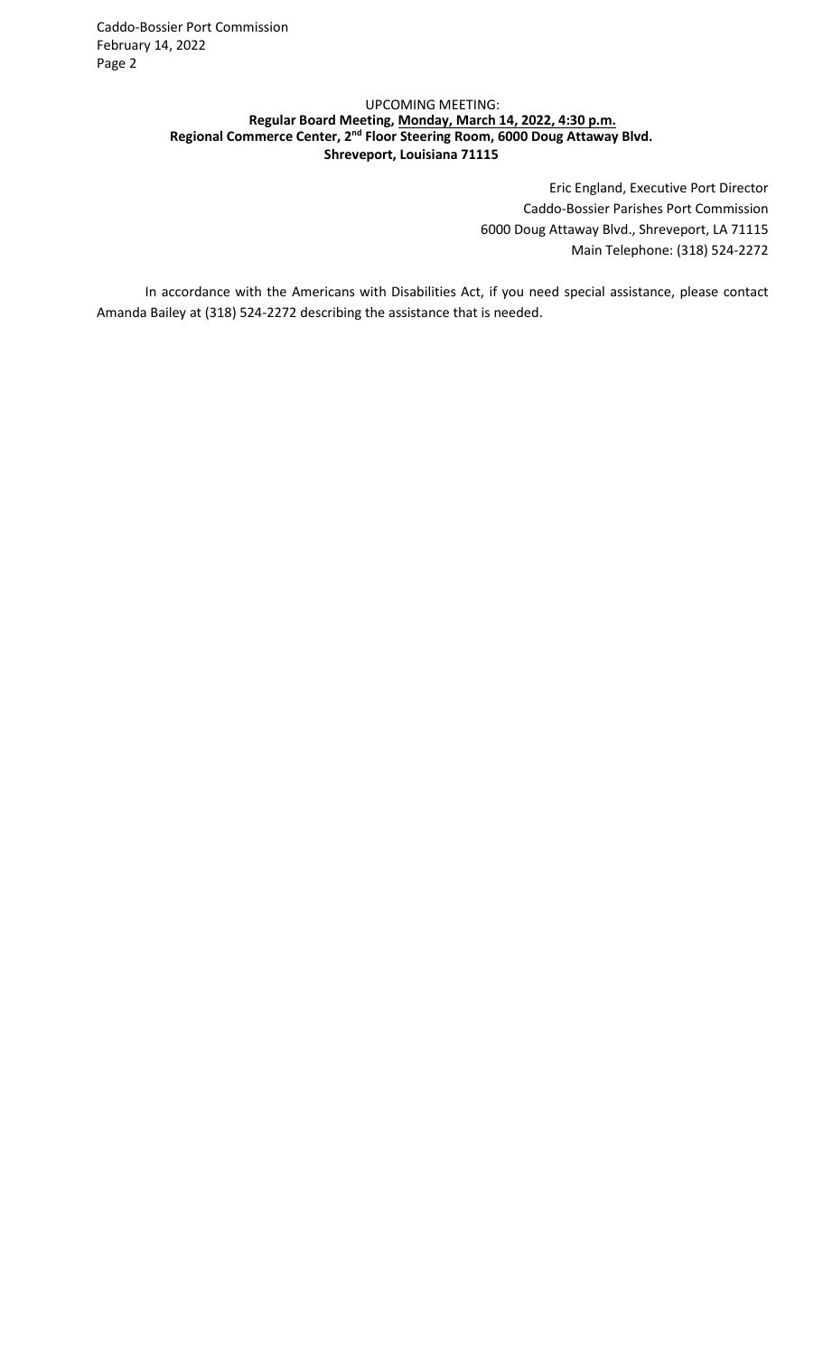UPCOMING MEETING:

**Regular Board Meeting, Monday, March 14, 2022, 4:30 p.m.**
**Regional Commerce Center, 2nd Floor Steering Room, 6000 Doug Attaway Blvd.**
**Shreveport, Louisiana 71115**

Eric England, Executive Port Director
Caddo-Bossier Parishes Port Commission
6000 Doug Attaway Blvd., Shreveport, LA 71115
Main Telephone: (318) 524-2272

In accordance with the Americans with Disabilities Act, if you need special assistance, please contact Amanda Bailey at (318) 524-2272 describing the assistance that is needed.